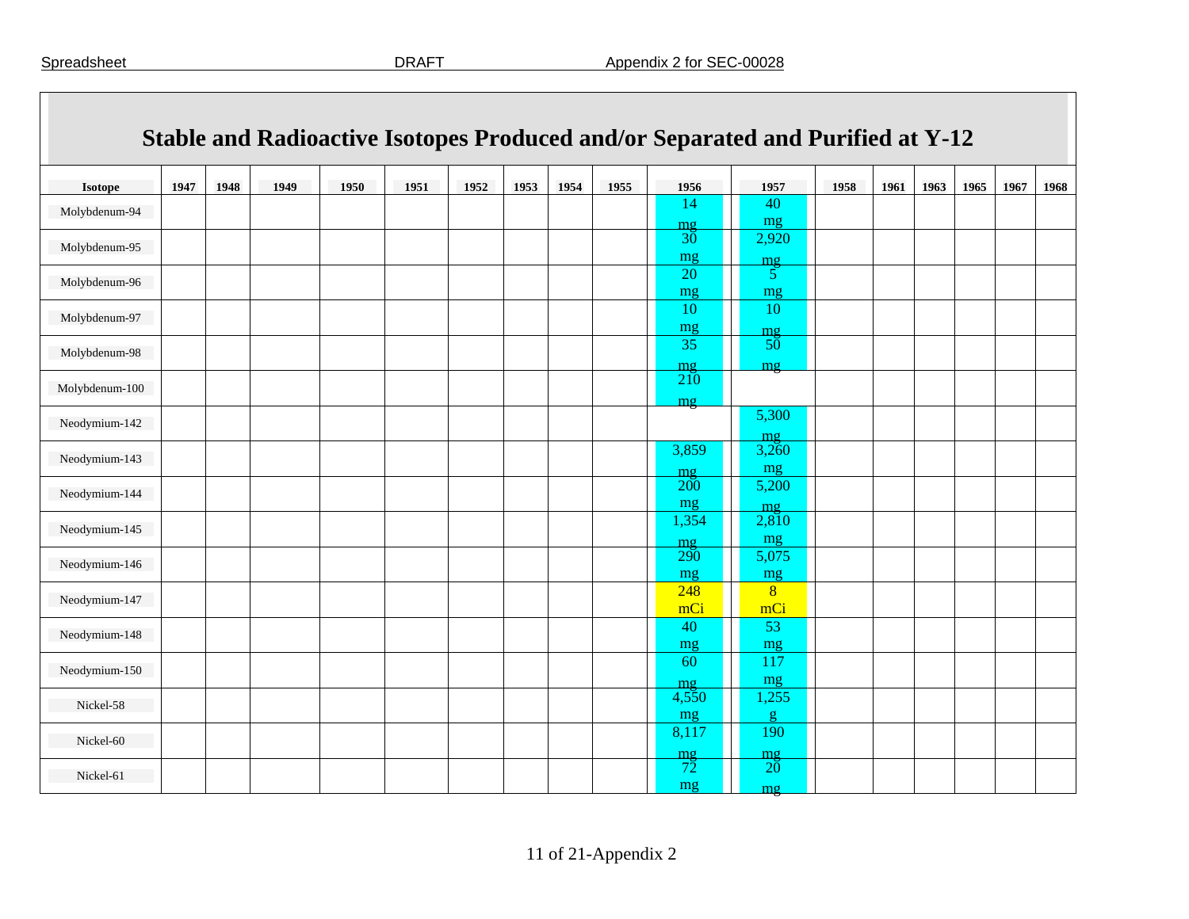# Stable and Radioactive Isotopes Produced and/or Separated and Purified at Y-12

| Isotope | 1947 | 1948 | 1949 | 1950 | 1951 | 1952 | 1953 | 1954 | 1955 | 1956 | 1957 | 1958 | 1961 | 1963 | 1965 | 1967 | 1968 |
|---|---|---|---|---|---|---|---|---|---|---|---|---|---|---|---|---|---|
| Molybdenum-94 | | | | | | | | | | 14 mg | 40 mg | | | | | | |
| Molybdenum-95 | | | | | | | | | | 30 mg | 2,920 mg | | | | | | |
| Molybdenum-96 | | | | | | | | | | 20 mg | 5 mg | | | | | | |
| Molybdenum-97 | | | | | | | | | | 10 mg | 10 mg | | | | | | |
| Molybdenum-98 | | | | | | | | | | 35 mg | 50 mg | | | | | | |
| Molybdenum-100 | | | | | | | | | | 210 mg | | | | | | | |
| Neodymium-142 | | | | | | | | | | | 5,300 mg | | | | | | |
| Neodymium-143 | | | | | | | | | | 3,859 mg | 3,260 mg | | | | | | |
| Neodymium-144 | | | | | | | | | | 200 mg | 5,200 mg | | | | | | |
| Neodymium-145 | | | | | | | | | | 1,354 mg | 2,810 mg | | | | | | |
| Neodymium-146 | | | | | | | | | | 290 mg | 5,075 mg | | | | | | |
| Neodymium-147 | | | | | | | | | | 248 mCi | 8 mCi | | | | | | |
| Neodymium-148 | | | | | | | | | | 40 mg | 53 mg | | | | | | |
| Neodymium-150 | | | | | | | | | | 60 mg | 117 mg | | | | | | |
| Nickel-58 | | | | | | | | | | 4,550 mg | 1,255 g | | | | | | |
| Nickel-60 | | | | | | | | | | 8,117 mg | 190 mg | | | | | | |
| Nickel-61 | | | | | | | | | | 72 mg | 20 mg | | | | | | |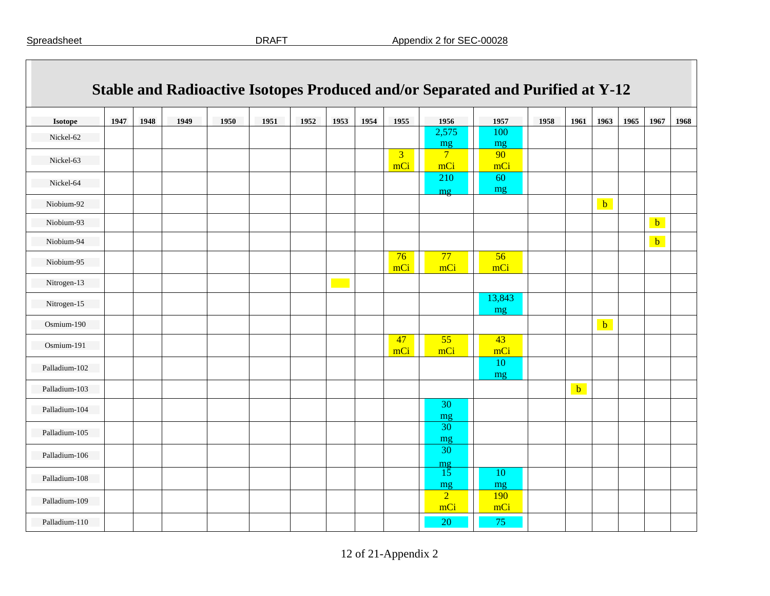# Stable and Radioactive Isotopes Produced and/or Separated and Purified at Y-12

| Isotope | 1947 | 1948 | 1949 | 1950 | 1951 | 1952 | 1953 | 1954 | 1955 | 1956 | 1957 | 1958 | 1961 | 1963 | 1965 | 1967 | 1968 |
|---|---|---|---|---|---|---|---|---|---|---|---|---|---|---|---|---|---|
| Nickel-62 | | | | | | | | | | 2,575 mg | 100 mg | | | | | | |
| Nickel-63 | | | | | | | | | 3 mCi | 7 mCi | 90 mCi | | | | | | |
| Nickel-64 | | | | | | | | | | 210 mg | 60 mg | | | | | | |
| Niobium-92 | | | | | | | | | | | | | | b | | | |
| Niobium-93 | | | | | | | | | | | | | | | | b | |
| Niobium-94 | | | | | | | | | | | | | | | | b | |
| Niobium-95 | | | | | | | | | 76 mCi | 77 mCi | 56 mCi | | | | | | |
| Nitrogen-13 | | | | | | | | | | | | | | | | | |
| Nitrogen-15 | | | | | | | | | | | 13,843 mg | | | | | | |
| Osmium-190 | | | | | | | | | | | | | | b | | | |
| Osmium-191 | | | | | | | | | 47 mCi | 55 mCi | 43 mCi | | | | | | |
| Palladium-102 | | | | | | | | | | | 10 mg | | | | | | |
| Palladium-103 | | | | | | | | | | | | | b | | | | |
| Palladium-104 | | | | | | | | | | 30 mg | | | | | | | |
| Palladium-105 | | | | | | | | | | 30 mg | | | | | | | |
| Palladium-106 | | | | | | | | | | 30 mg | | | | | | | |
| Palladium-108 | | | | | | | | | | 15 mg | 10 mg | | | | | | |
| Palladium-109 | | | | | | | | | | 2 mCi | 190 mCi | | | | | | |
| Palladium-110 | | | | | | | | | | 20 | 75 | | | | | | |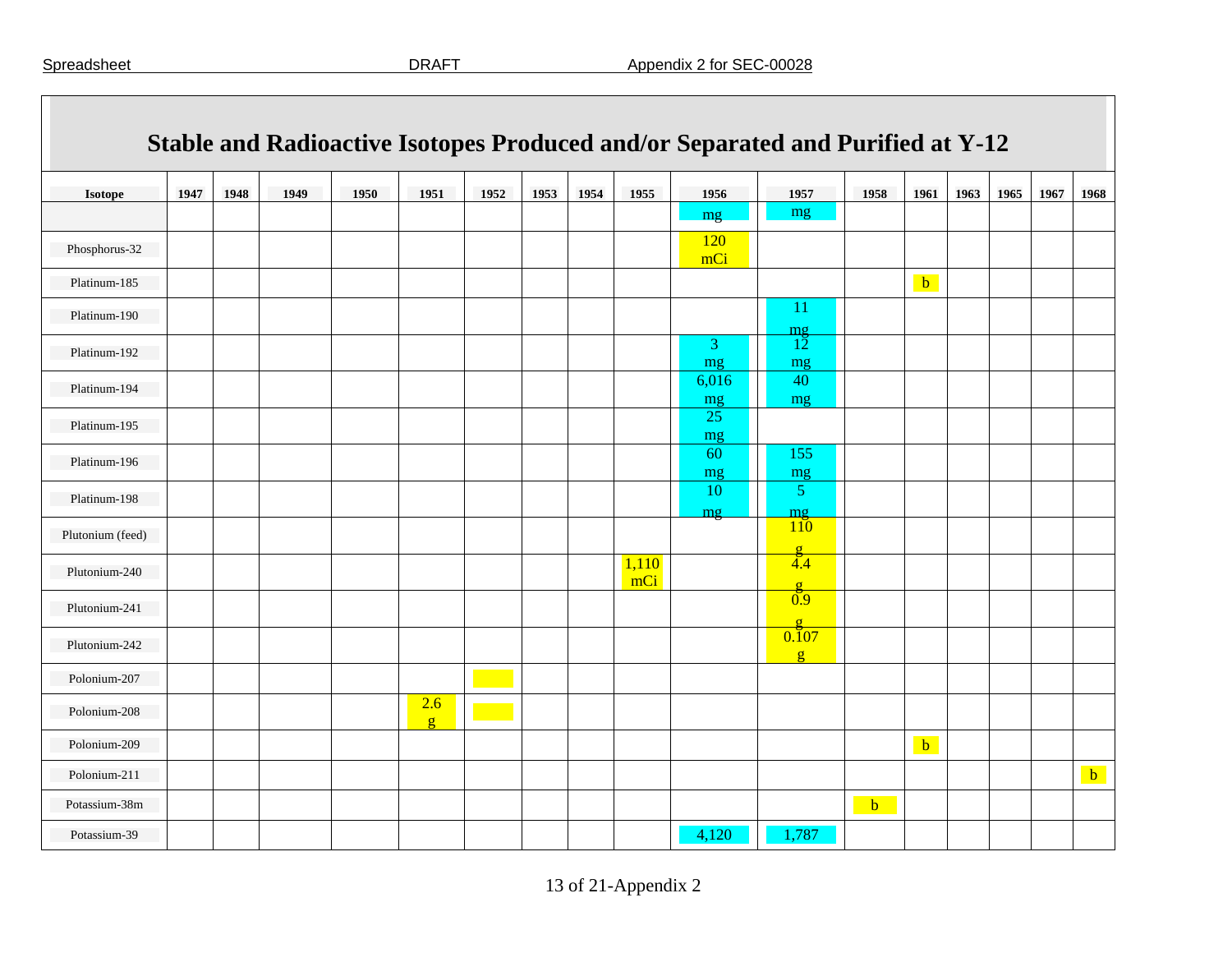# Stable and Radioactive Isotopes Produced and/or Separated and Purified at Y-12

| Isotope | 1947 | 1948 | 1949 | 1950 | 1951 | 1952 | 1953 | 1954 | 1955 | 1956 | 1957 | 1958 | 1961 | 1963 | 1965 | 1967 | 1968 |
|---|---|---|---|---|---|---|---|---|---|---|---|---|---|---|---|---|---|
| | | | | | | | | | | mg | mg | | | | | | |
| Phosphorus-32 | | | | | | | | | | 120 mCi | | | | | | | |
| Platinum-185 | | | | | | | | | | | | | b | | | | |
| Platinum-190 | | | | | | | | | | | 11 mg | | | | | | |
| Platinum-192 | | | | | | | | | | 3 mg | 12 mg | | | | | | |
| Platinum-194 | | | | | | | | | | 6,016 mg | 40 mg | | | | | | |
| Platinum-195 | | | | | | | | | | 25 mg | | | | | | | |
| Platinum-196 | | | | | | | | | | 60 mg | 155 mg | | | | | | |
| Platinum-198 | | | | | | | | | | 10 mg | 5 mg | | | | | | |
| Plutonium (feed) | | | | | | | | | | | 110 g | | | | | | |
| Plutonium-240 | | | | | | | | | 1,110 mCi | | 4.4 g | | | | | | |
| Plutonium-241 | | | | | | | | | | | 0.9 g | | | | | | |
| Plutonium-242 | | | | | | | | | | | 0.107 g | | | | | | |
| Polonium-207 | | | | | | | | | | | | | | | | | |
| Polonium-208 | | | | | 2.6 g | | | | | | | | | | | | |
| Polonium-209 | | | | | | | | | | | | | b | | | | |
| Polonium-211 | | | | | | | | | | | | | | | | | b |
| Potassium-38m | | | | | | | | | | | | b | | | | | |
| Potassium-39 | | | | | | | | | | 4,120 | 1,787 | | | | | | |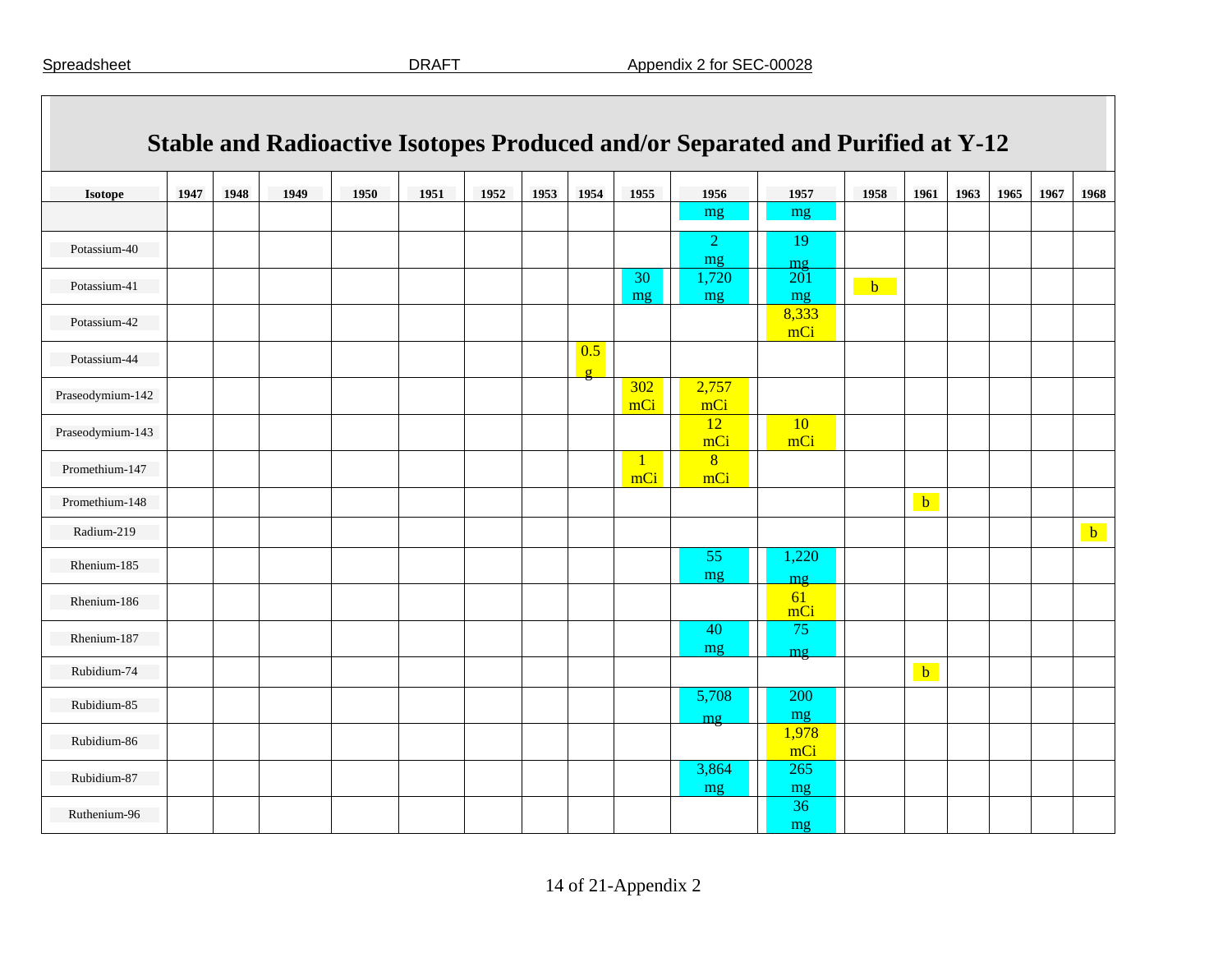# Stable and Radioactive Isotopes Produced and/or Separated and Purified at Y-12

| Isotope | 1947 | 1948 | 1949 | 1950 | 1951 | 1952 | 1953 | 1954 | 1955 | 1956 | 1957 | 1958 | 1961 | 1963 | 1965 | 1967 | 1968 |
|---|---|---|---|---|---|---|---|---|---|---|---|---|---|---|---|---|---|
| | | | | | | | | | | mg | mg | | | | | | |
| Potassium-40 | | | | | | | | | | 2 mg | 19 mg | | | | | | |
| Potassium-41 | | | | | | | | | 30 mg | 1,720 mg | 201 mg | b | | | | | |
| Potassium-42 | | | | | | | | | | | 8,333 mCi | | | | | | |
| Potassium-44 | | | | | | | | 0.5 g | | | | | | | | | |
| Praseodymium-142 | | | | | | | | | 302 mCi | 2,757 mCi | | | | | | | |
| Praseodymium-143 | | | | | | | | | | 12 mCi | 10 mCi | | | | | | |
| Promethium-147 | | | | | | | | | 1 mCi | 8 mCi | | | | | | | |
| Promethium-148 | | | | | | | | | | | | | b | | | | |
| Radium-219 | | | | | | | | | | | | | | | | | b |
| Rhenium-185 | | | | | | | | | | 55 mg | 1,220 mg | | | | | | |
| Rhenium-186 | | | | | | | | | | | 61 mCi | | | | | | |
| Rhenium-187 | | | | | | | | | | 40 mg | 75 mg | | | | | | |
| Rubidium-74 | | | | | | | | | | | | | b | | | | |
| Rubidium-85 | | | | | | | | | | 5,708 mg | 200 mg | | | | | | |
| Rubidium-86 | | | | | | | | | | | 1,978 mCi | | | | | | |
| Rubidium-87 | | | | | | | | | | 3,864 mg | 265 mg | | | | | | |
| Ruthenium-96 | | | | | | | | | | | 36 mg | | | | | | |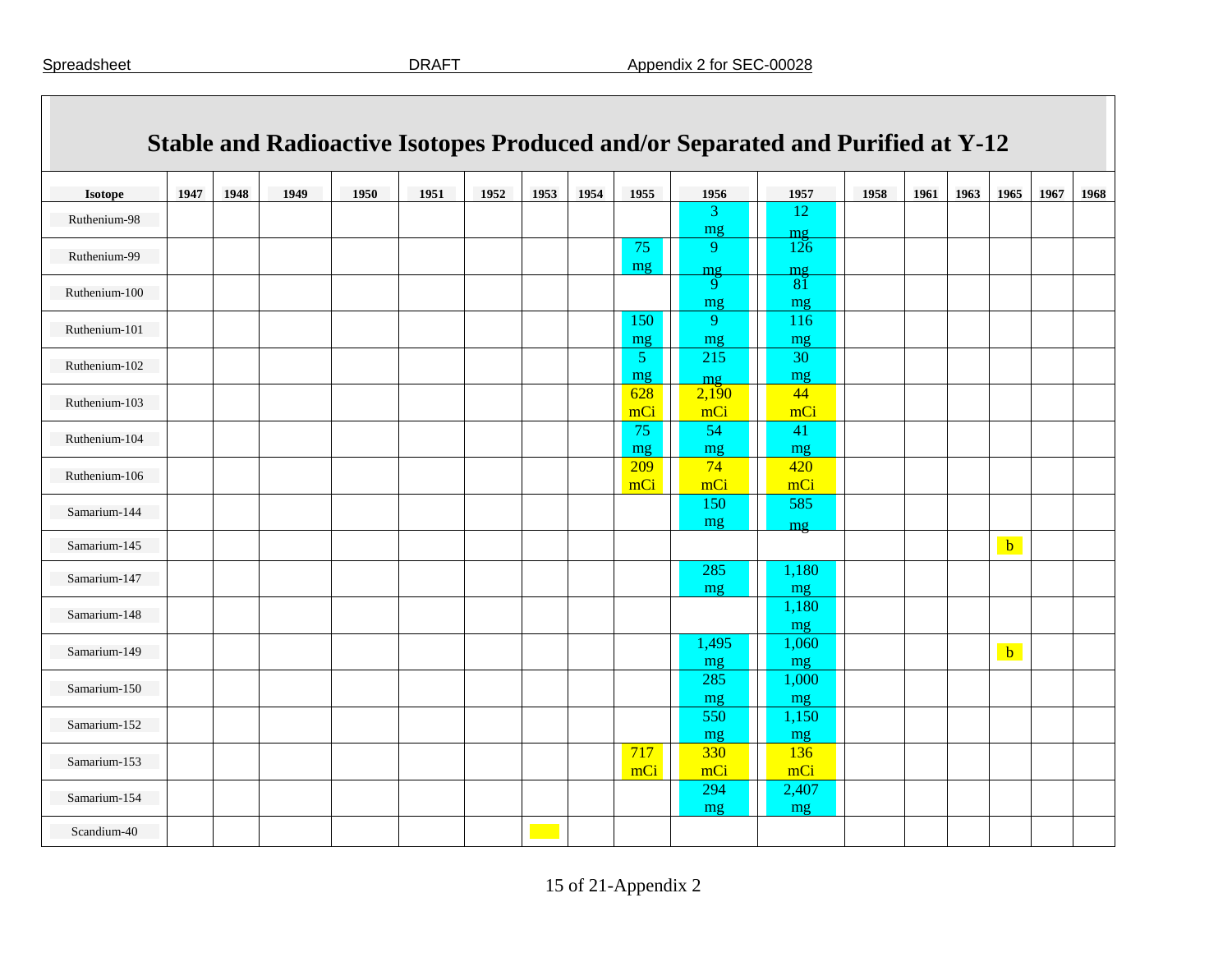# Stable and Radioactive Isotopes Produced and/or Separated and Purified at Y-12

| Isotope | 1947 | 1948 | 1949 | 1950 | 1951 | 1952 | 1953 | 1954 | 1955 | 1956 | 1957 | 1958 | 1961 | 1963 | 1965 | 1967 | 1968 |
|---|---|---|---|---|---|---|---|---|---|---|---|---|---|---|---|---|---|
| Ruthenium-98 | | | | | | | | | | 3 mg | 12 mg | | | | | | |
| Ruthenium-99 | | | | | | | | | 75 mg | 9 mg | 126 mg | | | | | | |
| Ruthenium-100 | | | | | | | | | | 9 mg | 81 mg | | | | | | |
| Ruthenium-101 | | | | | | | | | 150 mg | 9 mg | 116 mg | | | | | | |
| Ruthenium-102 | | | | | | | | | 5 mg | 215 mg | 30 mg | | | | | | |
| Ruthenium-103 | | | | | | | | | 628 mCi | 2,190 mCi | 44 mCi | | | | | | |
| Ruthenium-104 | | | | | | | | | 75 mg | 54 mg | 41 mg | | | | | | |
| Ruthenium-106 | | | | | | | | | 209 mCi | 74 mCi | 420 mCi | | | | | | |
| Samarium-144 | | | | | | | | | | 150 mg | 585 mg | | | | | | |
| Samarium-145 | | | | | | | | | | | | | | | b | | |
| Samarium-147 | | | | | | | | | | 285 mg | 1,180 mg | | | | | | |
| Samarium-148 | | | | | | | | | | | 1,180 mg | | | | | | |
| Samarium-149 | | | | | | | | | | 1,495 mg | 1,060 mg | | | | b | | |
| Samarium-150 | | | | | | | | | | 285 mg | 1,000 mg | | | | | | |
| Samarium-152 | | | | | | | | | | 550 mg | 1,150 mg | | | | | | |
| Samarium-153 | | | | | | | | | 717 mCi | 330 mCi | 136 mCi | | | | | | |
| Samarium-154 | | | | | | | | | | 294 mg | 2,407 mg | | | | | | |
| Scandium-40 | | | | | | | | | | | | | | | | | |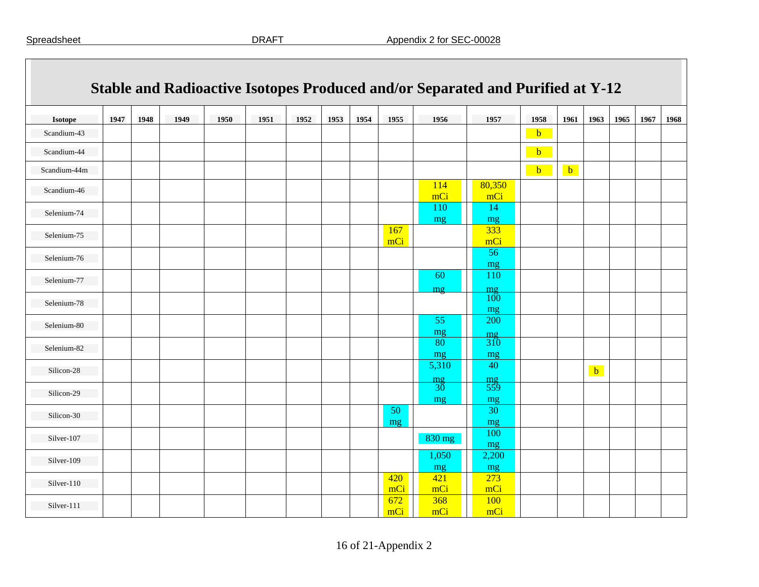# Stable and Radioactive Isotopes Produced and/or Separated and Purified at Y-12

| Isotope | 1947 | 1948 | 1949 | 1950 | 1951 | 1952 | 1953 | 1954 | 1955 | 1956 | 1957 | 1958 | 1961 | 1963 | 1965 | 1967 | 1968 |
|---|---|---|---|---|---|---|---|---|---|---|---|---|---|---|---|---|---|
| Scandium-43 | | | | | | | | | | | | b | | | | | |
| Scandium-44 | | | | | | | | | | | | b | | | | | |
| Scandium-44m | | | | | | | | | | | | b | b | | | | |
| Scandium-46 | | | | | | | | | | 114 mCi | 80,350 mCi | | | | | | |
| Selenium-74 | | | | | | | | | | 110 mg | 14 mg | | | | | | |
| Selenium-75 | | | | | | | | | 167 mCi | | 333 mCi | | | | | | |
| Selenium-76 | | | | | | | | | | | 56 mg | | | | | | |
| Selenium-77 | | | | | | | | | | 60 mg | 110 mg | | | | | | |
| Selenium-78 | | | | | | | | | | | 100 mg | | | | | | |
| Selenium-80 | | | | | | | | | | 55 mg | 200 mg | | | | | | |
| Selenium-82 | | | | | | | | | | 80 mg | 310 mg | | | | | | |
| Silicon-28 | | | | | | | | | | 5,310 mg | 40 mg | | | b | | | |
| Silicon-29 | | | | | | | | | | 30 mg | 559 mg | | | | | | |
| Silicon-30 | | | | | | | | | 50 mg | | 30 mg | | | | | | |
| Silver-107 | | | | | | | | | | 830 mg | 100 mg | | | | | | |
| Silver-109 | | | | | | | | | | 1,050 mg | 2,200 mg | | | | | | |
| Silver-110 | | | | | | | | | 420 mCi | 421 mCi | 273 mCi | | | | | | |
| Silver-111 | | | | | | | | | 672 mCi | 368 mCi | 100 mCi | | | | | | |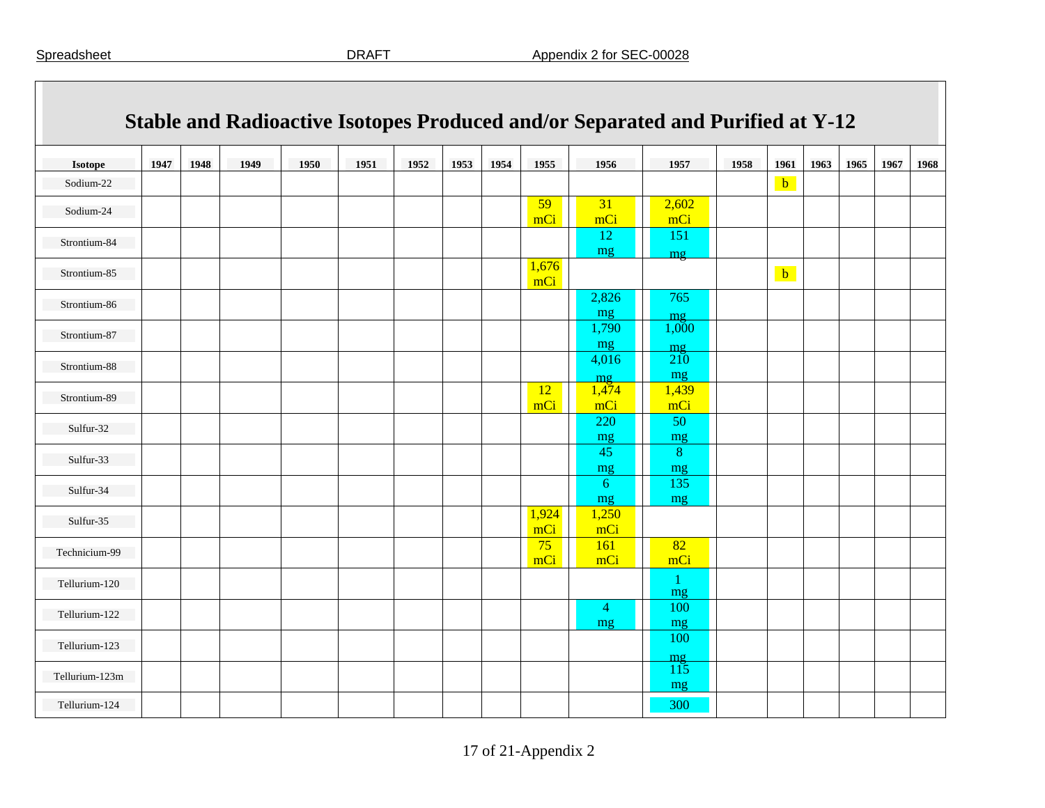## Stable and Radioactive Isotopes Produced and/or Separated and Purified at Y-12

| Isotope | 1947 | 1948 | 1949 | 1950 | 1951 | 1952 | 1953 | 1954 | 1955 | 1956 | 1957 | 1958 | 1961 | 1963 | 1965 | 1967 | 1968 |
|---|---|---|---|---|---|---|---|---|---|---|---|---|---|---|---|---|---|
| Sodium-22 | | | | | | | | | | | | | b | | | | |
| Sodium-24 | | | | | | | | | 59 mCi | 31 mCi | 2,602 mCi | | | | | | |
| Strontium-84 | | | | | | | | | | 12 mg | 151 mg | | | | | | |
| Strontium-85 | | | | | | | | | 1,676 mCi | | | | b | | | | |
| Strontium-86 | | | | | | | | | | 2,826 mg | 765 mg | | | | | | |
| Strontium-87 | | | | | | | | | | 1,790 mg | 1,000 mg | | | | | | |
| Strontium-88 | | | | | | | | | | 4,016 mg | 210 mg | | | | | | |
| Strontium-89 | | | | | | | | | 12 mCi | 1,474 mCi | 1,439 mCi | | | | | | |
| Sulfur-32 | | | | | | | | | | 220 mg | 50 mg | | | | | | |
| Sulfur-33 | | | | | | | | | | 45 mg | 8 mg | | | | | | |
| Sulfur-34 | | | | | | | | | | 6 mg | 135 mg | | | | | | |
| Sulfur-35 | | | | | | | | | 1,924 mCi | 1,250 mCi | | | | | | | |
| Technicium-99 | | | | | | | | | 75 mCi | 161 mCi | 82 mCi | | | | | | |
| Tellurium-120 | | | | | | | | | | | 1 mg | | | | | | |
| Tellurium-122 | | | | | | | | | | 4 mg | 100 mg | | | | | | |
| Tellurium-123 | | | | | | | | | | | 100 mg | | | | | | |
| Tellurium-123m | | | | | | | | | | | 115 mg | | | | | | |
| Tellurium-124 | | | | | | | | | | | 300 | | | | | | |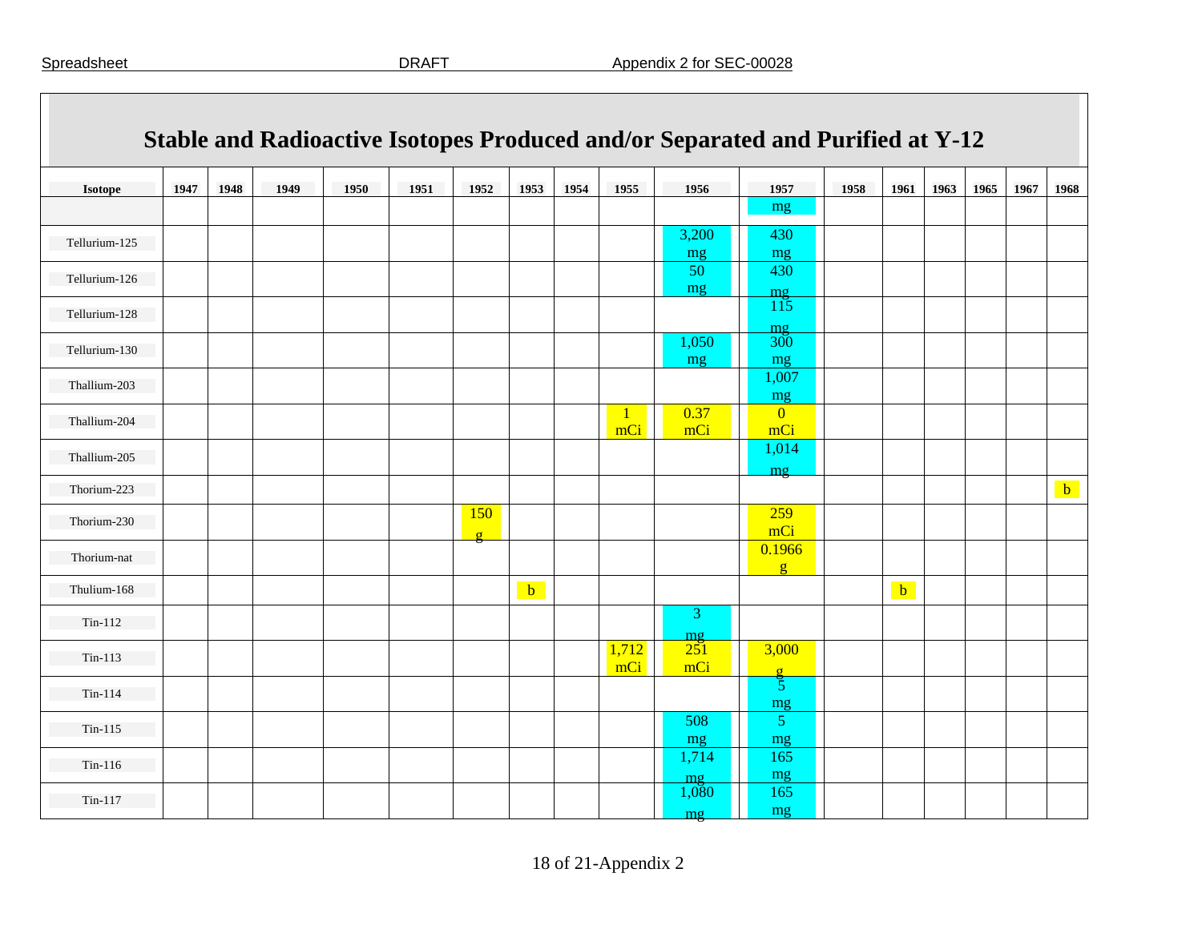# Stable and Radioactive Isotopes Produced and/or Separated and Purified at Y-12

| Isotope | 1947 | 1948 | 1949 | 1950 | 1951 | 1952 | 1953 | 1954 | 1955 | 1956 | 1957 | 1958 | 1961 | 1963 | 1965 | 1967 | 1968 |
|---|---|---|---|---|---|---|---|---|---|---|---|---|---|---|---|---|---|
| | | | | | | | | | | | mg | | | | | | |
| Tellurium-125 | | | | | | | | | | 3,200 mg | 430 mg | | | | | | |
| Tellurium-126 | | | | | | | | | | 50 mg | 430 mg | | | | | | |
| Tellurium-128 | | | | | | | | | | | 115 mg | | | | | | |
| Tellurium-130 | | | | | | | | | | 1,050 mg | 300 mg | | | | | | |
| Thallium-203 | | | | | | | | | | | 1,007 mg | | | | | | |
| Thallium-204 | | | | | | | | | 1 mCi | 0.37 mCi | 0 mCi | | | | | | |
| Thallium-205 | | | | | | | | | | | 1,014 mg | | | | | | |
| Thorium-223 | | | | | | | | | | | | | | | | | b |
| Thorium-230 | | | | | | 150 g | | | | | 259 mCi | | | | | | |
| Thorium-nat | | | | | | | | | | | 0.1966 g | | | | | | |
| Thulium-168 | | | | | | | b | | | | | | b | | | | |
| Tin-112 | | | | | | | | | | 3 mg | | | | | | | |
| Tin-113 | | | | | | | | | 1,712 mCi | 251 mCi | 3,000 g | | | | | | |
| Tin-114 | | | | | | | | | | | 5 mg | | | | | | |
| Tin-115 | | | | | | | | | | 508 mg | 5 mg | | | | | | |
| Tin-116 | | | | | | | | | | 1,714 mg | 165 mg | | | | | | |
| Tin-117 | | | | | | | | | | 1,080 mg | 165 mg | | | | | | |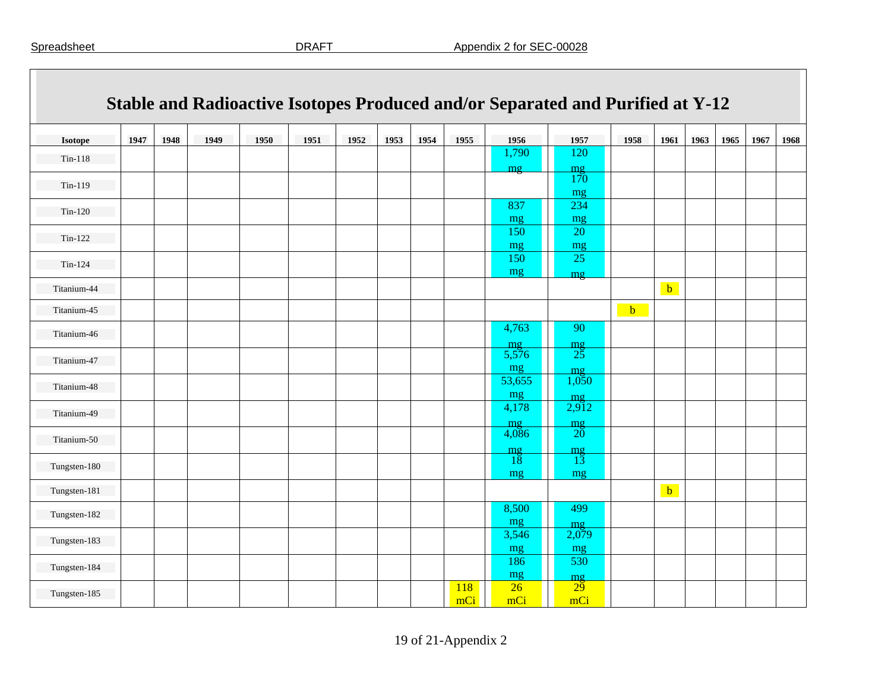# Stable and Radioactive Isotopes Produced and/or Separated and Purified at Y-12

| Isotope | 1947 | 1948 | 1949 | 1950 | 1951 | 1952 | 1953 | 1954 | 1955 | 1956 | 1957 | 1958 | 1961 | 1963 | 1965 | 1967 | 1968 |
|---|---|---|---|---|---|---|---|---|---|---|---|---|---|---|---|---|---|
| Tin-118 | | | | | | | | | | 1,790 mg | 120 mg | | | | | | |
| Tin-119 | | | | | | | | | | | 170 mg | | | | | | |
| Tin-120 | | | | | | | | | | 837 mg | 234 mg | | | | | | |
| Tin-122 | | | | | | | | | | 150 mg | 20 mg | | | | | | |
| Tin-124 | | | | | | | | | | 150 mg | 25 mg | | | | | | |
| Titanium-44 | | | | | | | | | | | | | b | | | | |
| Titanium-45 | | | | | | | | | | | | b | | | | | |
| Titanium-46 | | | | | | | | | | 4,763 mg | 90 mg | | | | | | |
| Titanium-47 | | | | | | | | | | 5,576 mg | 25 mg | | | | | | |
| Titanium-48 | | | | | | | | | | 53,655 mg | 1,050 mg | | | | | | |
| Titanium-49 | | | | | | | | | | 4,178 mg | 2,912 mg | | | | | | |
| Titanium-50 | | | | | | | | | | 4,086 mg | 20 mg | | | | | | |
| Tungsten-180 | | | | | | | | | | 18 mg | 13 mg | | | | | | |
| Tungsten-181 | | | | | | | | | | | | | b | | | | |
| Tungsten-182 | | | | | | | | | | 8,500 mg | 499 mg | | | | | | |
| Tungsten-183 | | | | | | | | | | 3,546 mg | 2,079 mg | | | | | | |
| Tungsten-184 | | | | | | | | | | 186 mg | 530 mg | | | | | | |
| Tungsten-185 | | | | | | | | | 118 mCi | 26 mCi | 29 mCi | | | | | | |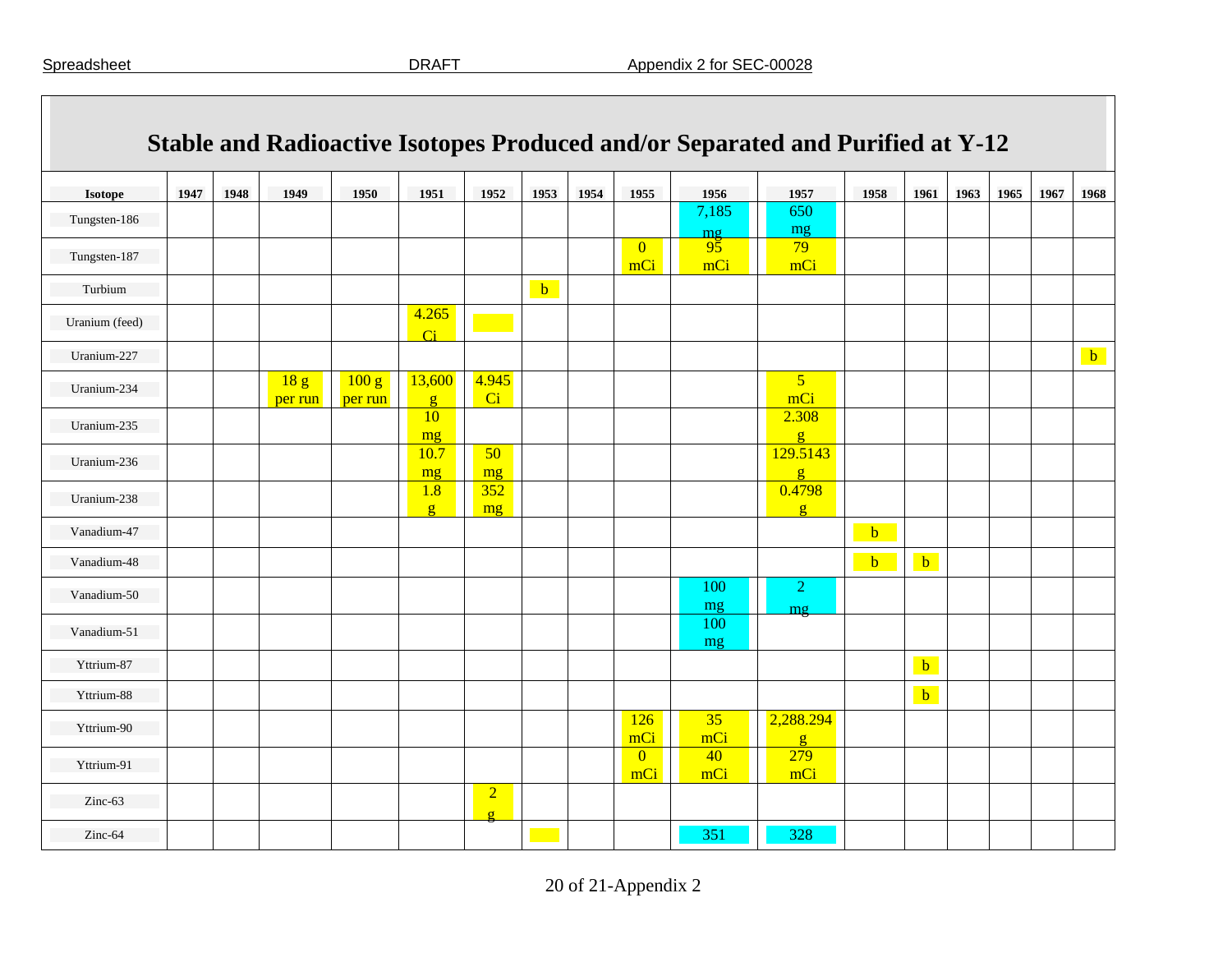# Stable and Radioactive Isotopes Produced and/or Separated and Purified at Y-12

| Isotope | 1947 | 1948 | 1949 | 1950 | 1951 | 1952 | 1953 | 1954 | 1955 | 1956 | 1957 | 1958 | 1961 | 1963 | 1965 | 1967 | 1968 |
|---|---|---|---|---|---|---|---|---|---|---|---|---|---|---|---|---|---|
| Tungsten-186 | | | | | | | | | | 7,185 mg | 650 mg | | | | | | |
| Tungsten-187 | | | | | | | | | 0 mCi | 95 mCi | 79 mCi | | | | | | |
| Turbium | | | | | | | b | | | | | | | | | | |
| Uranium (feed) | | | | | 4.265 Ci | | | | | | | | | | | | |
| Uranium-227 | | | | | | | | | | | | | | | | | b |
| Uranium-234 | | | 18 g per run | 100 g per run | 13,600 g | 4.945 Ci | | | | | 5 mCi | | | | | | |
| Uranium-235 | | | | | 10 mg | | | | | | 2.308 g | | | | | | |
| Uranium-236 | | | | | 10.7 mg | 50 mg | | | | | 129.5143 g | | | | | | |
| Uranium-238 | | | | | 1.8 g | 352 mg | | | | | 0.4798 g | | | | | | |
| Vanadium-47 | | | | | | | | | | | | b | | | | | |
| Vanadium-48 | | | | | | | | | | | | b | b | | | | |
| Vanadium-50 | | | | | | | | | | 100 mg | 2 mg | | | | | | |
| Vanadium-51 | | | | | | | | | | 100 mg | | | | | | | |
| Yttrium-87 | | | | | | | | | | | | | b | | | | |
| Yttrium-88 | | | | | | | | | | | | | b | | | | |
| Yttrium-90 | | | | | | | | | 126 mCi | 35 mCi | 2,288.294 g | | | | | | |
| Yttrium-91 | | | | | | | | | 0 mCi | 40 mCi | 279 mCi | | | | | | |
| Zinc-63 | | | | | | 2 g | | | | | | | | | | | |
| Zinc-64 | | | | | | | | | | 351 | 328 | | | | | | |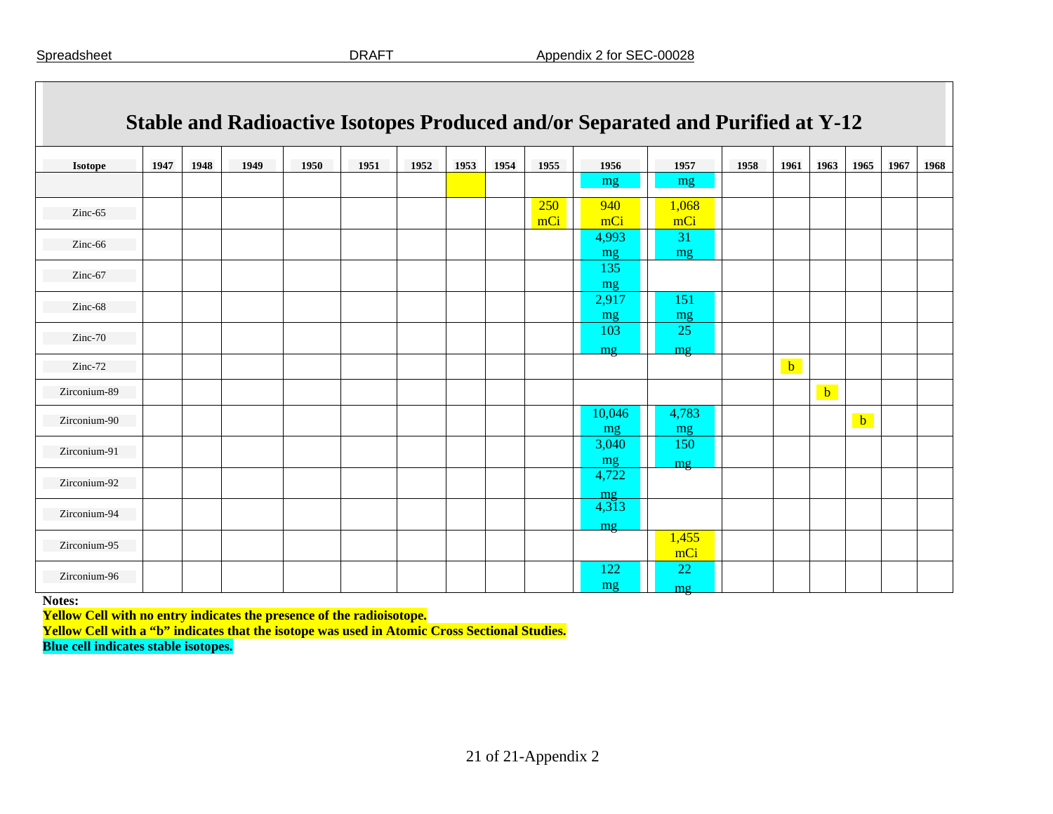# Stable and Radioactive Isotopes Produced and/or Separated and Purified at Y-12

| Isotope | 1947 | 1948 | 1949 | 1950 | 1951 | 1952 | 1953 | 1954 | 1955 | 1956 | 1957 | 1958 | 1961 | 1963 | 1965 | 1967 | 1968 |
|---|---|---|---|---|---|---|---|---|---|---|---|---|---|---|---|---|---|
| | | | | | | | | | | mg | mg | | | | | | |
| Zinc-65 | | | | | | | | | 250 mCi | 940 mCi | 1,068 mCi | | | | | | |
| Zinc-66 | | | | | | | | | | 4,993 mg | 31 mg | | | | | | |
| Zinc-67 | | | | | | | | | | 135 mg | | | | | | | |
| Zinc-68 | | | | | | | | | | 2,917 mg | 151 mg | | | | | | |
| Zinc-70 | | | | | | | | | | 103 mg | 25 mg | | | | | | |
| Zinc-72 | | | | | | | | | | | | | b | | | | |
| Zirconium-89 | | | | | | | | | | | | | | b | | | |
| Zirconium-90 | | | | | | | | | | 10,046 mg | 4,783 mg | | | | b | | |
| Zirconium-91 | | | | | | | | | | 3,040 mg | 150 mg | | | | | | |
| Zirconium-92 | | | | | | | | | | 4,722 mg | | | | | | | |
| Zirconium-94 | | | | | | | | | | 4,313 mg | | | | | | | |
| Zirconium-95 | | | | | | | | | | | 1,455 mCi | | | | | | |
| Zirconium-96 | | | | | | | | | | 122 mg | 22 mg | | | | | | |

**Notes:**

**Yellow Cell with no entry indicates the presence of the radioisotope.**

**Yellow Cell with a "b" indicates that the isotope was used in Atomic Cross Sectional Studies.**

**Blue cell indicates stable isotopes.**